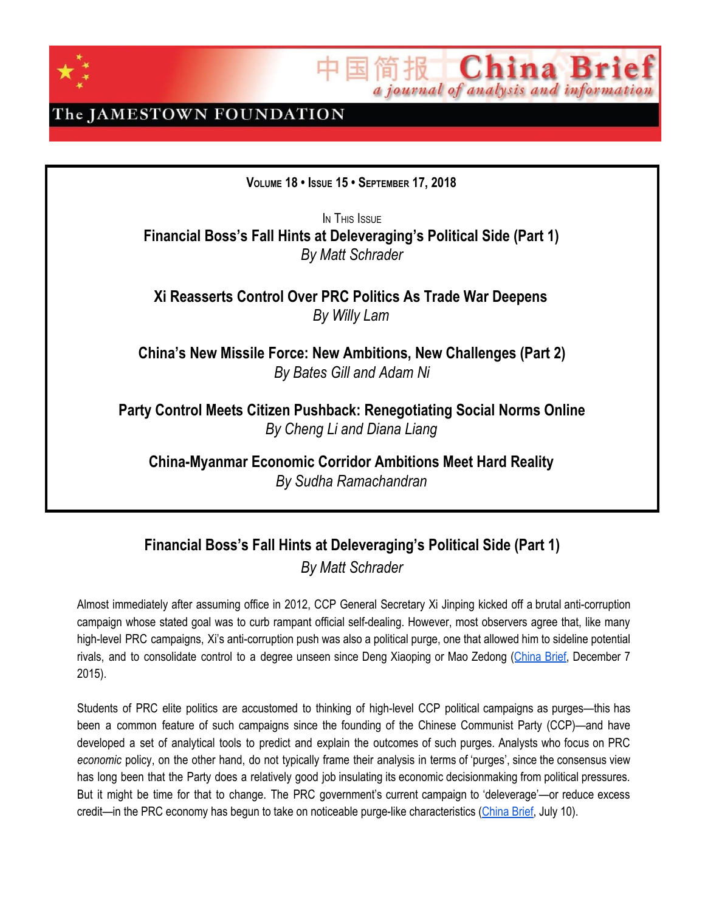# 中国简报 China Brief

*a journal of analysis and information*

The JAMESTOWN FOUNDATION

**VOLUME 18 • ISSUE 15 • SEPTEMBER 17, 2018**

IN THIS ISSUE

**Financial Boss's Fall Hints at Deleveraging's Political Side (Part 1)**
*By Matt Schrader*

**Xi Reasserts Control Over PRC Politics As Trade War Deepens**
*By Willy Lam*

**China's New Missile Force: New Ambitions, New Challenges (Part 2)**
*By Bates Gill and Adam Ni*

**Party Control Meets Citizen Pushback: Renegotiating Social Norms Online**
*By Cheng Li and Diana Liang*

**China-Myanmar Economic Corridor Ambitions Meet Hard Reality**
*By Sudha Ramachandran*

## Financial Boss's Fall Hints at Deleveraging's Political Side (Part 1)

*By Matt Schrader*

Almost immediately after assuming office in 2012, CCP General Secretary Xi Jinping kicked off a brutal anti-corruption campaign whose stated goal was to curb rampant official self-dealing. However, most observers agree that, like many high-level PRC campaigns, Xi's anti-corruption push was also a political purge, one that allowed him to sideline potential rivals, and to consolidate control to a degree unseen since Deng Xiaoping or Mao Zedong (China Brief, December 7 2015).

Students of PRC elite politics are accustomed to thinking of high-level CCP political campaigns as purges—this has been a common feature of such campaigns since the founding of the Chinese Communist Party (CCP)—and have developed a set of analytical tools to predict and explain the outcomes of such purges. Analysts who focus on PRC *economic* policy, on the other hand, do not typically frame their analysis in terms of 'purges', since the consensus view has long been that the Party does a relatively good job insulating its economic decisionmaking from political pressures. But it might be time for that to change. The PRC government's current campaign to 'deleverage'—or reduce excess credit—in the PRC economy has begun to take on noticeable purge-like characteristics (China Brief, July 10).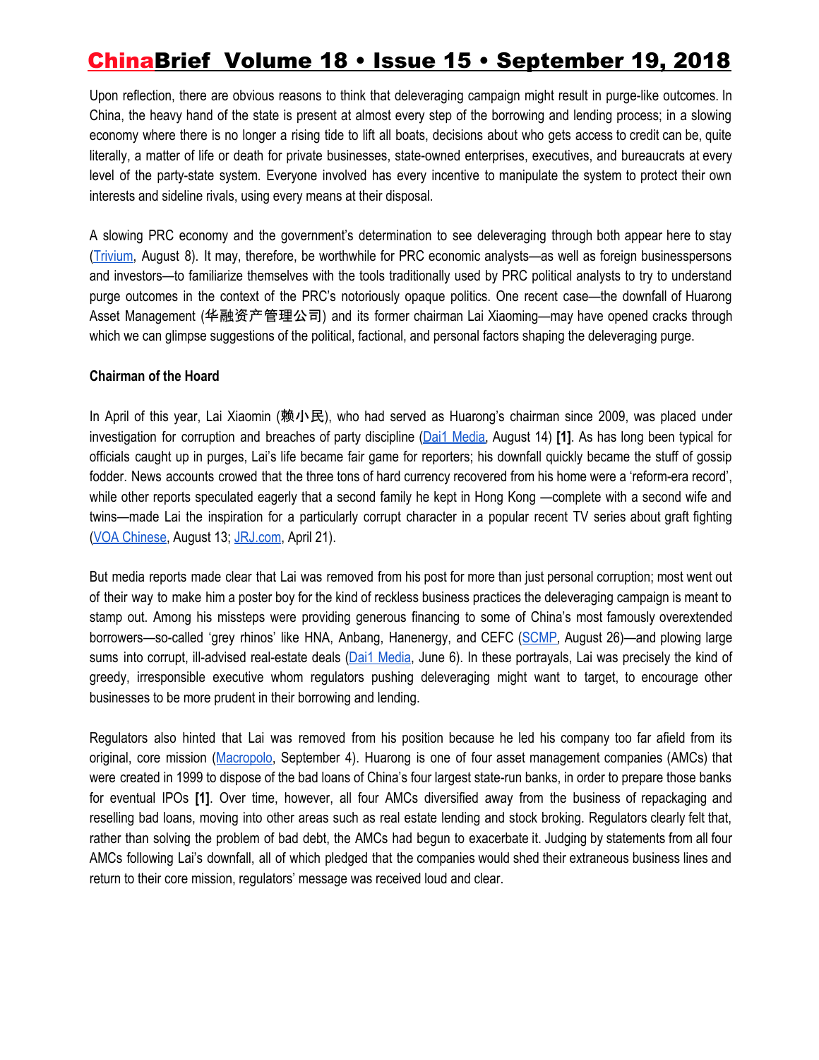Upon reflection, there are obvious reasons to think that deleveraging campaign might result in purge-like outcomes. In China, the heavy hand of the state is present at almost every step of the borrowing and lending process; in a slowing economy where there is no longer a rising tide to lift all boats, decisions about who gets access to credit can be, quite literally, a matter of life or death for private businesses, state-owned enterprises, executives, and bureaucrats at every level of the party-state system. Everyone involved has every incentive to manipulate the system to protect their own interests and sideline rivals, using every means at their disposal.

A slowing PRC economy and the government's determination to see deleveraging through both appear here to stay (Trivium, August 8). It may, therefore, be worthwhile for PRC economic analysts—as well as foreign businesspersons and investors—to familiarize themselves with the tools traditionally used by PRC political analysts to try to understand purge outcomes in the context of the PRC's notoriously opaque politics. One recent case—the downfall of Huarong Asset Management (华融资产管理公司) and its former chairman Lai Xiaoming—may have opened cracks through which we can glimpse suggestions of the political, factional, and personal factors shaping the deleveraging purge.

**Chairman of the Hoard**

In April of this year, Lai Xiaomin (赖小民), who had served as Huarong's chairman since 2009, was placed under investigation for corruption and breaches of party discipline (Dai1 Media, August 14) **[1]**. As has long been typical for officials caught up in purges, Lai's life became fair game for reporters; his downfall quickly became the stuff of gossip fodder. News accounts crowed that the three tons of hard currency recovered from his home were a 'reform-era record', while other reports speculated eagerly that a second family he kept in Hong Kong —complete with a second wife and twins—made Lai the inspiration for a particularly corrupt character in a popular recent TV series about graft fighting (VOA Chinese, August 13; JRJ.com, April 21).

But media reports made clear that Lai was removed from his post for more than just personal corruption; most went out of their way to make him a poster boy for the kind of reckless business practices the deleveraging campaign is meant to stamp out. Among his missteps were providing generous financing to some of China's most famously overextended borrowers—so-called 'grey rhinos' like HNA, Anbang, Hanenergy, and CEFC (SCMP, August 26)—and plowing large sums into corrupt, ill-advised real-estate deals (Dai1 Media, June 6). In these portrayals, Lai was precisely the kind of greedy, irresponsible executive whom regulators pushing deleveraging might want to target, to encourage other businesses to be more prudent in their borrowing and lending.

Regulators also hinted that Lai was removed from his position because he led his company too far afield from its original, core mission (Macropolo, September 4). Huarong is one of four asset management companies (AMCs) that were created in 1999 to dispose of the bad loans of China's four largest state-run banks, in order to prepare those banks for eventual IPOs **[1]**. Over time, however, all four AMCs diversified away from the business of repackaging and reselling bad loans, moving into other areas such as real estate lending and stock broking. Regulators clearly felt that, rather than solving the problem of bad debt, the AMCs had begun to exacerbate it. Judging by statements from all four AMCs following Lai's downfall, all of which pledged that the companies would shed their extraneous business lines and return to their core mission, regulators' message was received loud and clear.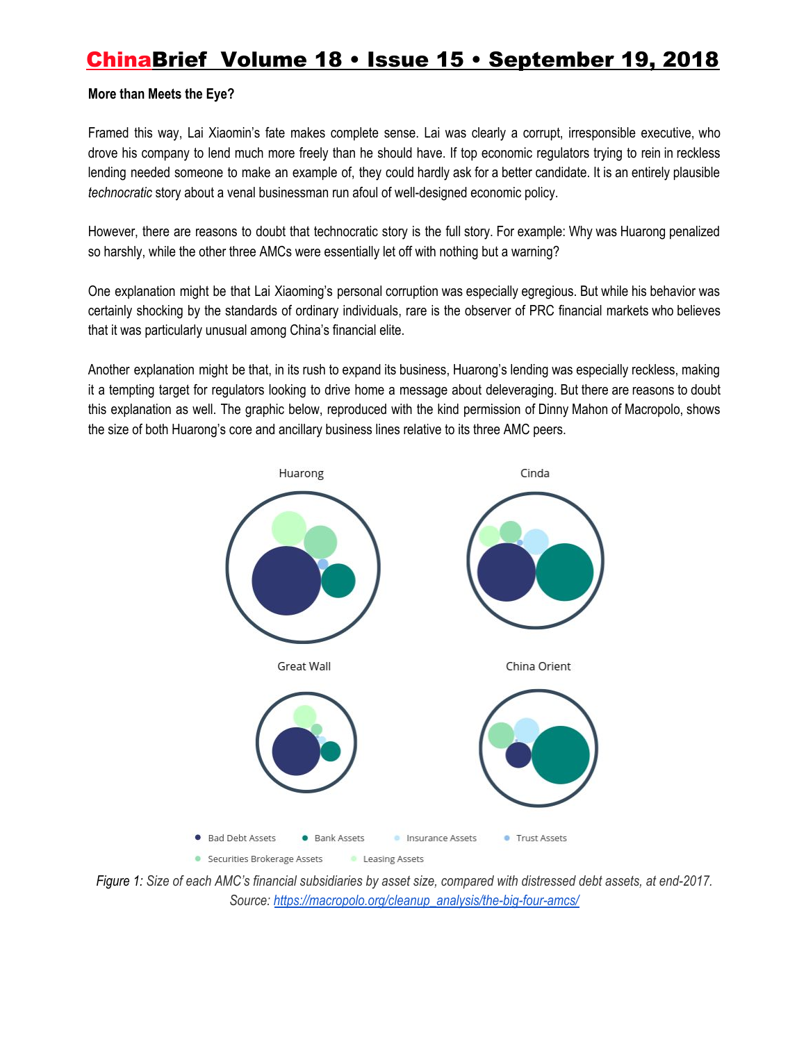**More than Meets the Eye?**

Framed this way, Lai Xiaomin's fate makes complete sense. Lai was clearly a corrupt, irresponsible executive, who drove his company to lend much more freely than he should have. If top economic regulators trying to rein in reckless lending needed someone to make an example of, they could hardly ask for a better candidate. It is an entirely plausible *technocratic* story about a venal businessman run afoul of well-designed economic policy.

However, there are reasons to doubt that technocratic story is the full story. For example: Why was Huarong penalized so harshly, while the other three AMCs were essentially let off with nothing but a warning?

One explanation might be that Lai Xiaoming's personal corruption was especially egregious. But while his behavior was certainly shocking by the standards of ordinary individuals, rare is the observer of PRC financial markets who believes that it was particularly unusual among China's financial elite.

Another explanation might be that, in its rush to expand its business, Huarong's lending was especially reckless, making it a tempting target for regulators looking to drive home a message about deleveraging. But there are reasons to doubt this explanation as well. The graphic below, reproduced with the kind permission of Dinny Mahon of Macropolo, shows the size of both Huarong's core and ancillary business lines relative to its three AMC peers.

*Figure 1: Size of each AMC's financial subsidiaries by asset size, compared with distressed debt assets, at end-2017. Source: [https://macropolo.org/cleanup_analysis/the-big-four-amcs/](https://macropolo.org/cleanup_analysis/the-big-four-amcs/)*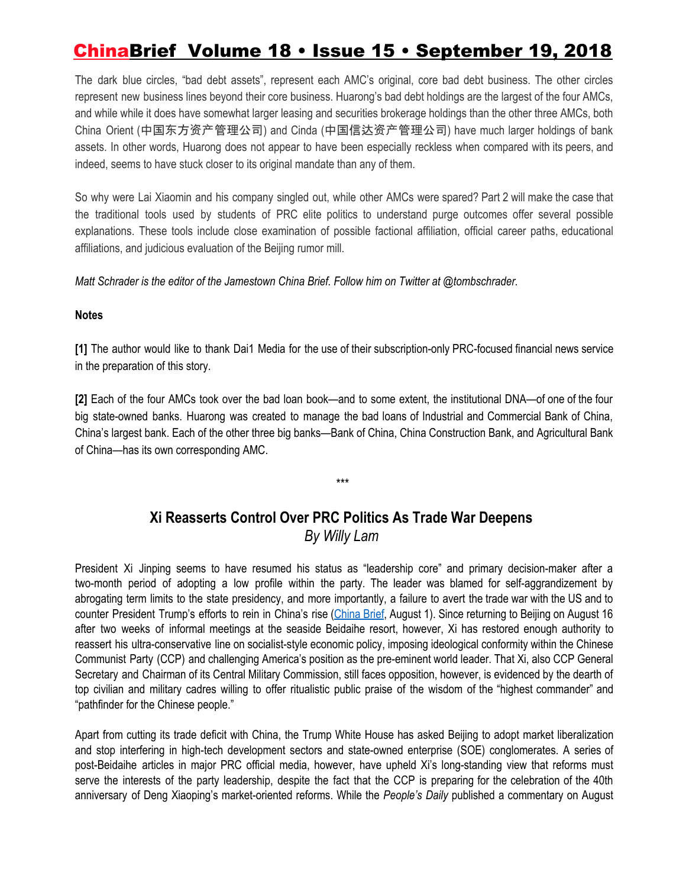The dark blue circles, "bad debt assets", represent each AMC's original, core bad debt business. The other circles represent new business lines beyond their core business. Huarong's bad debt holdings are the largest of the four AMCs, and while while it does have somewhat larger leasing and securities brokerage holdings than the other three AMCs, both China Orient (中国东方资产管理公司) and Cinda (中国信达资产管理公司) have much larger holdings of bank assets. In other words, Huarong does not appear to have been especially reckless when compared with its peers, and indeed, seems to have stuck closer to its original mandate than any of them.

So why were Lai Xiaomin and his company singled out, while other AMCs were spared? Part 2 will make the case that the traditional tools used by students of PRC elite politics to understand purge outcomes offer several possible explanations. These tools include close examination of possible factional affiliation, official career paths, educational affiliations, and judicious evaluation of the Beijing rumor mill.

*Matt Schrader is the editor of the Jamestown China Brief. Follow him on Twitter at @tombschrader.*

**Notes**

**[1]** The author would like to thank Dai1 Media for the use of their subscription-only PRC-focused financial news service in the preparation of this story.

**[2]** Each of the four AMCs took over the bad loan book—and to some extent, the institutional DNA—of one of the four big state-owned banks. Huarong was created to manage the bad loans of Industrial and Commercial Bank of China, China's largest bank. Each of the other three big banks—Bank of China, China Construction Bank, and Agricultural Bank of China—has its own corresponding AMC.

***

## Xi Reasserts Control Over PRC Politics As Trade War Deepens

*By Willy Lam*

President Xi Jinping seems to have resumed his status as "leadership core" and primary decision-maker after a two-month period of adopting a low profile within the party. The leader was blamed for self-aggrandizement by abrogating term limits to the state presidency, and more importantly, a failure to avert the trade war with the US and to counter President Trump's efforts to rein in China's rise (China Brief, August 1). Since returning to Beijing on August 16 after two weeks of informal meetings at the seaside Beidaihe resort, however, Xi has restored enough authority to reassert his ultra-conservative line on socialist-style economic policy, imposing ideological conformity within the Chinese Communist Party (CCP) and challenging America's position as the pre-eminent world leader. That Xi, also CCP General Secretary and Chairman of its Central Military Commission, still faces opposition, however, is evidenced by the dearth of top civilian and military cadres willing to offer ritualistic public praise of the wisdom of the "highest commander" and "pathfinder for the Chinese people."

Apart from cutting its trade deficit with China, the Trump White House has asked Beijing to adopt market liberalization and stop interfering in high-tech development sectors and state-owned enterprise (SOE) conglomerates. A series of post-Beidaihe articles in major PRC official media, however, have upheld Xi's long-standing view that reforms must serve the interests of the party leadership, despite the fact that the CCP is preparing for the celebration of the 40th anniversary of Deng Xiaoping's market-oriented reforms. While the *People's Daily* published a commentary on August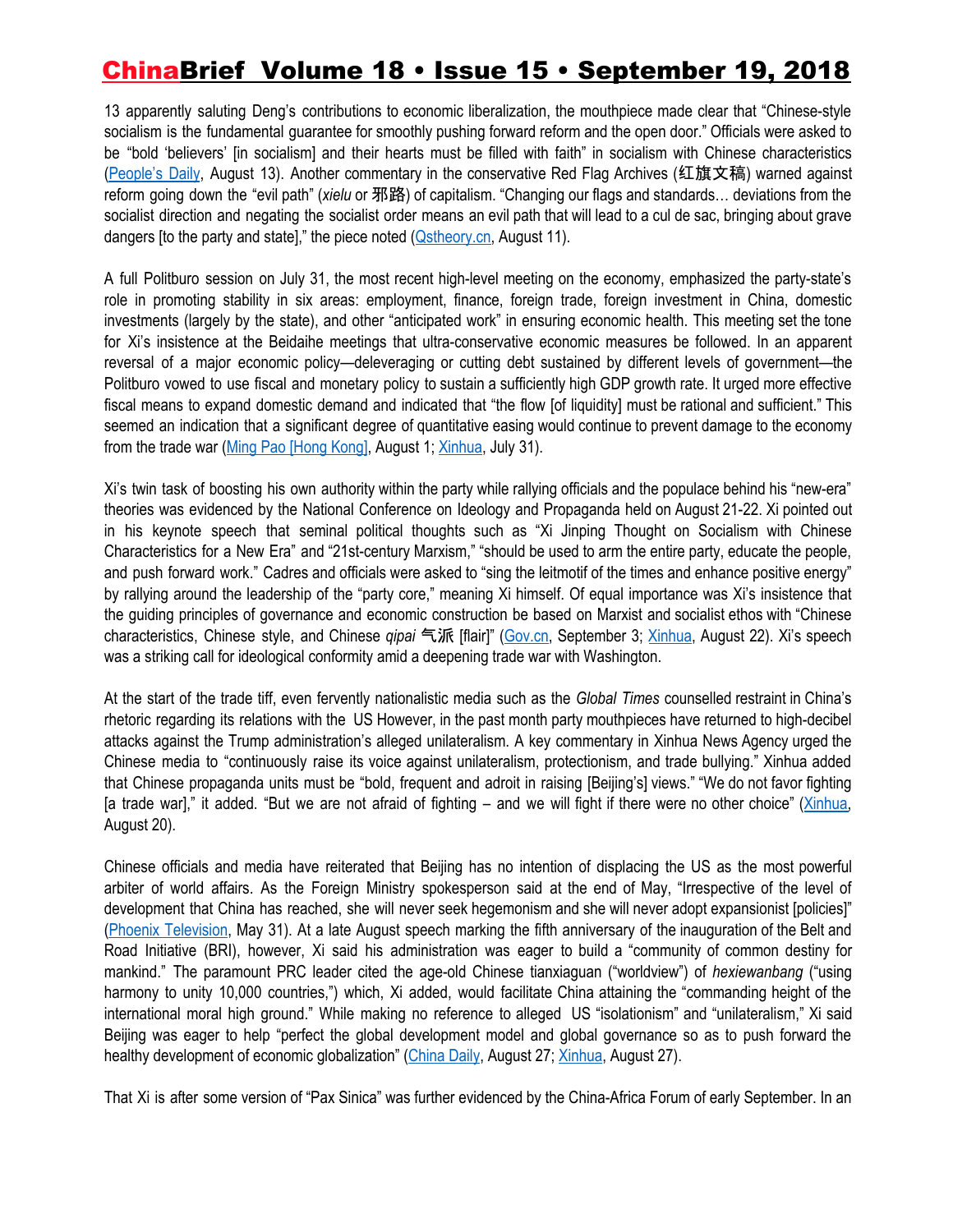13 apparently saluting Deng's contributions to economic liberalization, the mouthpiece made clear that "Chinese-style socialism is the fundamental guarantee for smoothly pushing forward reform and the open door." Officials were asked to be "bold 'believers' [in socialism] and their hearts must be filled with faith" in socialism with Chinese characteristics (People's Daily, August 13). Another commentary in the conservative Red Flag Archives (红旗文稿) warned against reform going down the "evil path" (*xielu* or 邪路) of capitalism. "Changing our flags and standards… deviations from the socialist direction and negating the socialist order means an evil path that will lead to a cul de sac, bringing about grave dangers [to the party and state]," the piece noted (Qstheory.cn, August 11).

A full Politburo session on July 31, the most recent high-level meeting on the economy, emphasized the party-state's role in promoting stability in six areas: employment, finance, foreign trade, foreign investment in China, domestic investments (largely by the state), and other "anticipated work" in ensuring economic health. This meeting set the tone for Xi's insistence at the Beidaihe meetings that ultra-conservative economic measures be followed. In an apparent reversal of a major economic policy—deleveraging or cutting debt sustained by different levels of government—the Politburo vowed to use fiscal and monetary policy to sustain a sufficiently high GDP growth rate. It urged more effective fiscal means to expand domestic demand and indicated that "the flow [of liquidity] must be rational and sufficient." This seemed an indication that a significant degree of quantitative easing would continue to prevent damage to the economy from the trade war (Ming Pao [Hong Kong], August 1; Xinhua, July 31).

Xi's twin task of boosting his own authority within the party while rallying officials and the populace behind his "new-era" theories was evidenced by the National Conference on Ideology and Propaganda held on August 21-22. Xi pointed out in his keynote speech that seminal political thoughts such as "Xi Jinping Thought on Socialism with Chinese Characteristics for a New Era" and "21st-century Marxism," "should be used to arm the entire party, educate the people, and push forward work." Cadres and officials were asked to "sing the leitmotif of the times and enhance positive energy" by rallying around the leadership of the "party core," meaning Xi himself. Of equal importance was Xi's insistence that the guiding principles of governance and economic construction be based on Marxist and socialist ethos with "Chinese characteristics, Chinese style, and Chinese *qipai* 气派 [flair]" (Gov.cn, September 3; Xinhua, August 22). Xi's speech was a striking call for ideological conformity amid a deepening trade war with Washington.

At the start of the trade tiff, even fervently nationalistic media such as the *Global Times* counselled restraint in China's rhetoric regarding its relations with the US However, in the past month party mouthpieces have returned to high-decibel attacks against the Trump administration's alleged unilateralism. A key commentary in Xinhua News Agency urged the Chinese media to "continuously raise its voice against unilateralism, protectionism, and trade bullying." Xinhua added that Chinese propaganda units must be "bold, frequent and adroit in raising [Beijing's] views." "We do not favor fighting [a trade war]," it added. "But we are not afraid of fighting – and we will fight if there were no other choice" (Xinhua, August 20).

Chinese officials and media have reiterated that Beijing has no intention of displacing the US as the most powerful arbiter of world affairs. As the Foreign Ministry spokesperson said at the end of May, "Irrespective of the level of development that China has reached, she will never seek hegemonism and she will never adopt expansionist [policies]" (Phoenix Television, May 31). At a late August speech marking the fifth anniversary of the inauguration of the Belt and Road Initiative (BRI), however, Xi said his administration was eager to build a "community of common destiny for mankind." The paramount PRC leader cited the age-old Chinese tianxiaguan ("worldview") of *hexiewanbang* ("using harmony to unity 10,000 countries,") which, Xi added, would facilitate China attaining the "commanding height of the international moral high ground." While making no reference to alleged US "isolationism" and "unilateralism," Xi said Beijing was eager to help "perfect the global development model and global governance so as to push forward the healthy development of economic globalization" (China Daily, August 27; Xinhua, August 27).

That Xi is after some version of "Pax Sinica" was further evidenced by the China-Africa Forum of early September. In an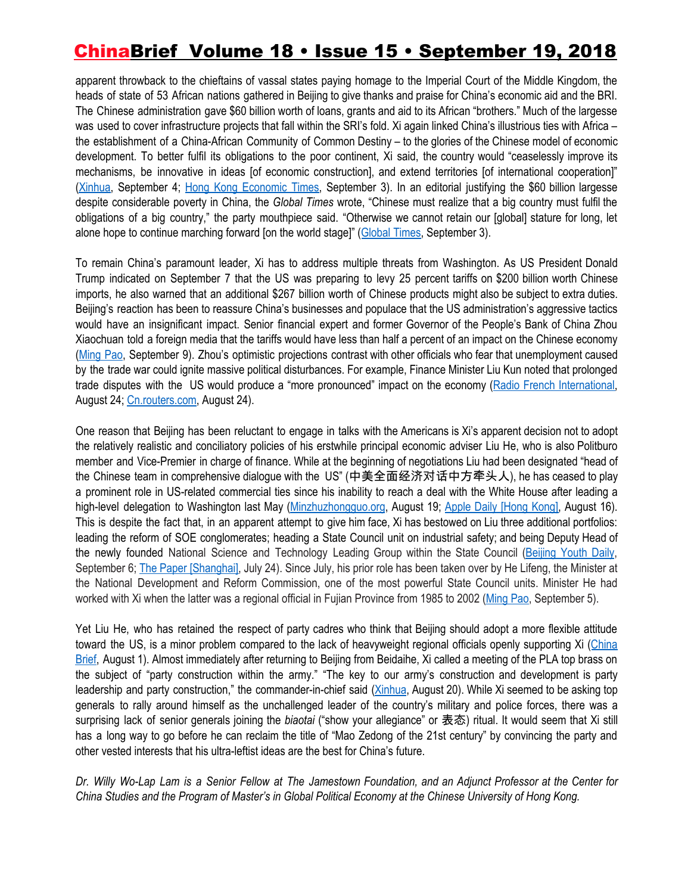apparent throwback to the chieftains of vassal states paying homage to the Imperial Court of the Middle Kingdom, the heads of state of 53 African nations gathered in Beijing to give thanks and praise for China's economic aid and the BRI. The Chinese administration gave $60 billion worth of loans, grants and aid to its African "brothers." Much of the largesse was used to cover infrastructure projects that fall within the SRI's fold. Xi again linked China's illustrious ties with Africa – the establishment of a China-African Community of Common Destiny – to the glories of the Chinese model of economic development. To better fulfil its obligations to the poor continent, Xi said, the country would "ceaselessly improve its mechanisms, be innovative in ideas [of economic construction], and extend territories [of international cooperation]" (Xinhua, September 4; Hong Kong Economic Times, September 3). In an editorial justifying the $60 billion largesse despite considerable poverty in China, the *Global Times* wrote, "Chinese must realize that a big country must fulfil the obligations of a big country," the party mouthpiece said. "Otherwise we cannot retain our [global] stature for long, let alone hope to continue marching forward [on the world stage]" (Global Times, September 3).

To remain China's paramount leader, Xi has to address multiple threats from Washington. As US President Donald Trump indicated on September 7 that the US was preparing to levy 25 percent tariffs on $200 billion worth Chinese imports, he also warned that an additional $267 billion worth of Chinese products might also be subject to extra duties. Beijing's reaction has been to reassure China's businesses and populace that the US administration's aggressive tactics would have an insignificant impact. Senior financial expert and former Governor of the People's Bank of China Zhou Xiaochuan told a foreign media that the tariffs would have less than half a percent of an impact on the Chinese economy (Ming Pao, September 9). Zhou's optimistic projections contrast with other officials who fear that unemployment caused by the trade war could ignite massive political disturbances. For example, Finance Minister Liu Kun noted that prolonged trade disputes with the US would produce a "more pronounced" impact on the economy (Radio French International, August 24; Cn.routers.com, August 24).

One reason that Beijing has been reluctant to engage in talks with the Americans is Xi's apparent decision not to adopt the relatively realistic and conciliatory policies of his erstwhile principal economic adviser Liu He, who is also Politburo member and Vice-Premier in charge of finance. While at the beginning of negotiations Liu had been designated "head of the Chinese team in comprehensive dialogue with the US" (中美全面经济对话中方牵头人), he has ceased to play a prominent role in US-related commercial ties since his inability to reach a deal with the White House after leading a high-level delegation to Washington last May (Minzhuzhongguo.org, August 19; Apple Daily [Hong Kong], August 16). This is despite the fact that, in an apparent attempt to give him face, Xi has bestowed on Liu three additional portfolios: leading the reform of SOE conglomerates; heading a State Council unit on industrial safety; and being Deputy Head of the newly founded National Science and Technology Leading Group within the State Council (Beijing Youth Daily, September 6; The Paper [Shanghai], July 24). Since July, his prior role has been taken over by He Lifeng, the Minister at the National Development and Reform Commission, one of the most powerful State Council units. Minister He had worked with Xi when the latter was a regional official in Fujian Province from 1985 to 2002 (Ming Pao, September 5).

Yet Liu He, who has retained the respect of party cadres who think that Beijing should adopt a more flexible attitude toward the US, is a minor problem compared to the lack of heavyweight regional officials openly supporting Xi (China Brief, August 1). Almost immediately after returning to Beijing from Beidaihe, Xi called a meeting of the PLA top brass on the subject of "party construction within the army." "The key to our army's construction and development is party leadership and party construction," the commander-in-chief said (Xinhua, August 20). While Xi seemed to be asking top generals to rally around himself as the unchallenged leader of the country's military and police forces, there was a surprising lack of senior generals joining the *biaotai* ("show your allegiance" or 表态) ritual. It would seem that Xi still has a long way to go before he can reclaim the title of "Mao Zedong of the 21st century" by convincing the party and other vested interests that his ultra-leftist ideas are the best for China's future.

*Dr. Willy Wo-Lap Lam is a Senior Fellow at The Jamestown Foundation, and an Adjunct Professor at the Center for China Studies and the Program of Master's in Global Political Economy at the Chinese University of Hong Kong.*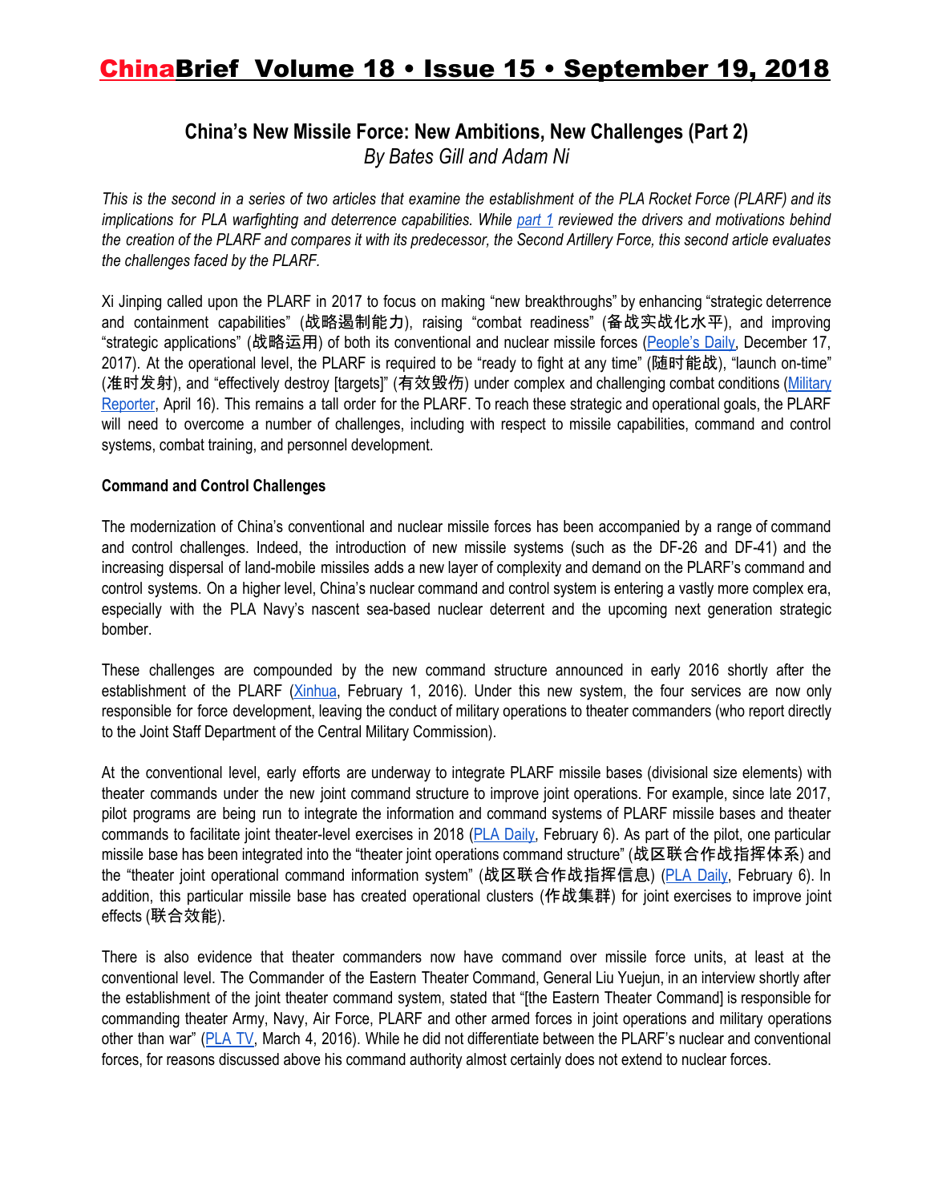## China's New Missile Force: New Ambitions, New Challenges (Part 2)

*By Bates Gill and Adam Ni*

*This is the second in a series of two articles that examine the establishment of the PLA Rocket Force (PLARF) and its implications for PLA warfighting and deterrence capabilities. While part 1 reviewed the drivers and motivations behind the creation of the PLARF and compares it with its predecessor, the Second Artillery Force, this second article evaluates the challenges faced by the PLARF.*

Xi Jinping called upon the PLARF in 2017 to focus on making "new breakthroughs" by enhancing "strategic deterrence and containment capabilities" (战略遏制能力), raising "combat readiness" (备战实战化水平), and improving "strategic applications" (战略运用) of both its conventional and nuclear missile forces (People's Daily, December 17, 2017). At the operational level, the PLARF is required to be "ready to fight at any time" (随时能战), "launch on-time" (准时发射), and "effectively destroy [targets]" (有效毁伤) under complex and challenging combat conditions (Military Reporter, April 16). This remains a tall order for the PLARF. To reach these strategic and operational goals, the PLARF will need to overcome a number of challenges, including with respect to missile capabilities, command and control systems, combat training, and personnel development.

**Command and Control Challenges**

The modernization of China's conventional and nuclear missile forces has been accompanied by a range of command and control challenges. Indeed, the introduction of new missile systems (such as the DF-26 and DF-41) and the increasing dispersal of land-mobile missiles adds a new layer of complexity and demand on the PLARF's command and control systems. On a higher level, China's nuclear command and control system is entering a vastly more complex era, especially with the PLA Navy's nascent sea-based nuclear deterrent and the upcoming next generation strategic bomber.

These challenges are compounded by the new command structure announced in early 2016 shortly after the establishment of the PLARF (Xinhua, February 1, 2016). Under this new system, the four services are now only responsible for force development, leaving the conduct of military operations to theater commanders (who report directly to the Joint Staff Department of the Central Military Commission).

At the conventional level, early efforts are underway to integrate PLARF missile bases (divisional size elements) with theater commands under the new joint command structure to improve joint operations. For example, since late 2017, pilot programs are being run to integrate the information and command systems of PLARF missile bases and theater commands to facilitate joint theater-level exercises in 2018 (PLA Daily, February 6). As part of the pilot, one particular missile base has been integrated into the "theater joint operations command structure" (战区联合作战指挥体系) and the "theater joint operational command information system" (战区联合作战指挥信息) (PLA Daily, February 6). In addition, this particular missile base has created operational clusters (作战集群) for joint exercises to improve joint effects (联合效能).

There is also evidence that theater commanders now have command over missile force units, at least at the conventional level. The Commander of the Eastern Theater Command, General Liu Yuejun, in an interview shortly after the establishment of the joint theater command system, stated that "[the Eastern Theater Command] is responsible for commanding theater Army, Navy, Air Force, PLARF and other armed forces in joint operations and military operations other than war" (PLA TV, March 4, 2016). While he did not differentiate between the PLARF's nuclear and conventional forces, for reasons discussed above his command authority almost certainly does not extend to nuclear forces.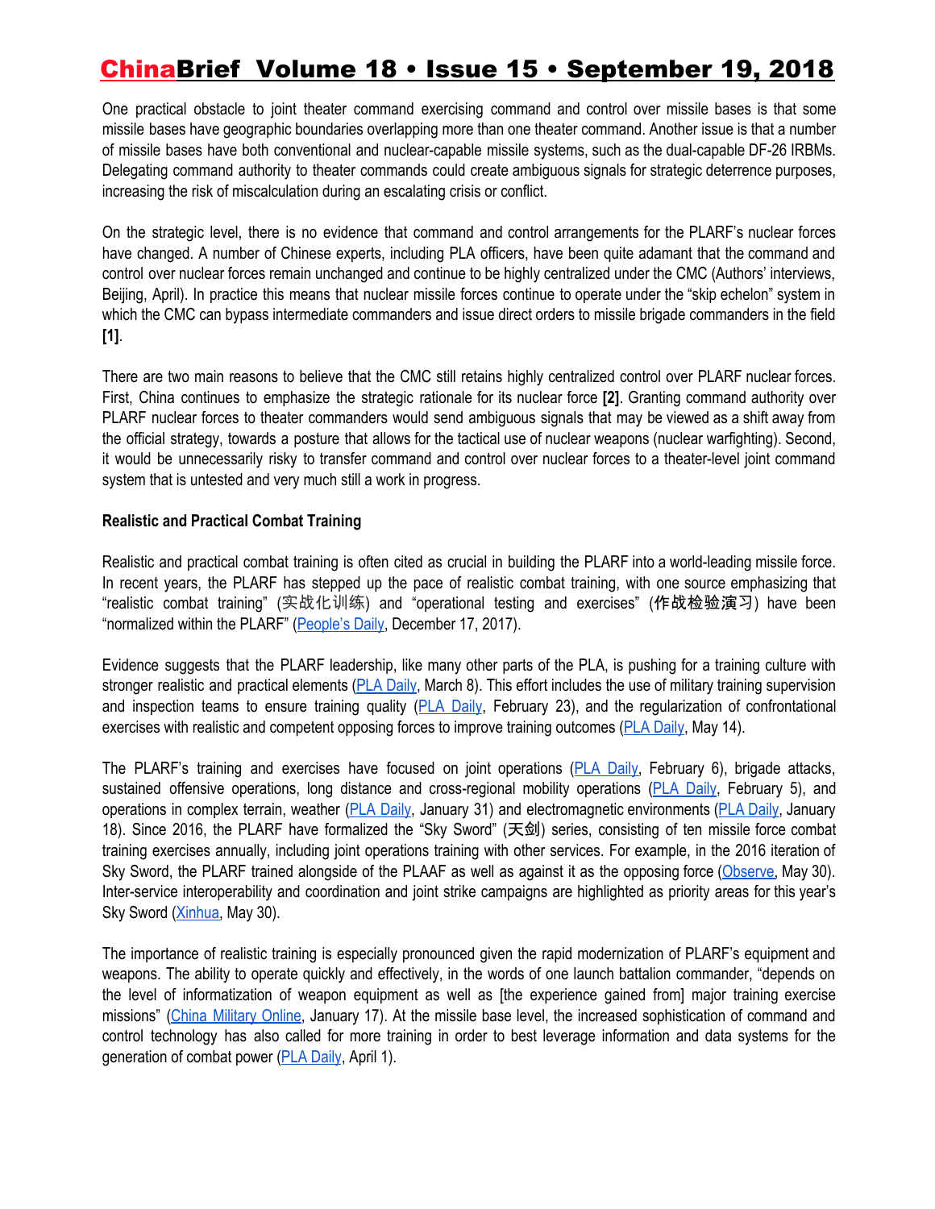One practical obstacle to joint theater command exercising command and control over missile bases is that some missile bases have geographic boundaries overlapping more than one theater command. Another issue is that a number of missile bases have both conventional and nuclear-capable missile systems, such as the dual-capable DF-26 IRBMs. Delegating command authority to theater commands could create ambiguous signals for strategic deterrence purposes, increasing the risk of miscalculation during an escalating crisis or conflict.

On the strategic level, there is no evidence that command and control arrangements for the PLARF's nuclear forces have changed. A number of Chinese experts, including PLA officers, have been quite adamant that the command and control over nuclear forces remain unchanged and continue to be highly centralized under the CMC (Authors' interviews, Beijing, April). In practice this means that nuclear missile forces continue to operate under the "skip echelon" system in which the CMC can bypass intermediate commanders and issue direct orders to missile brigade commanders in the field **[1]**.

There are two main reasons to believe that the CMC still retains highly centralized control over PLARF nuclear forces. First, China continues to emphasize the strategic rationale for its nuclear force **[2]**. Granting command authority over PLARF nuclear forces to theater commanders would send ambiguous signals that may be viewed as a shift away from the official strategy, towards a posture that allows for the tactical use of nuclear weapons (nuclear warfighting). Second, it would be unnecessarily risky to transfer command and control over nuclear forces to a theater-level joint command system that is untested and very much still a work in progress.

**Realistic and Practical Combat Training**

Realistic and practical combat training is often cited as crucial in building the PLARF into a world-leading missile force. In recent years, the PLARF has stepped up the pace of realistic combat training, with one source emphasizing that "realistic combat training" (实战化训练) and "operational testing and exercises" (作战检验演习) have been "normalized within the PLARF" (People's Daily, December 17, 2017).

Evidence suggests that the PLARF leadership, like many other parts of the PLA, is pushing for a training culture with stronger realistic and practical elements (PLA Daily, March 8). This effort includes the use of military training supervision and inspection teams to ensure training quality (PLA Daily, February 23), and the regularization of confrontational exercises with realistic and competent opposing forces to improve training outcomes (PLA Daily, May 14).

The PLARF's training and exercises have focused on joint operations (PLA Daily, February 6), brigade attacks, sustained offensive operations, long distance and cross-regional mobility operations (PLA Daily, February 5), and operations in complex terrain, weather (PLA Daily, January 31) and electromagnetic environments (PLA Daily, January 18). Since 2016, the PLARF have formalized the "Sky Sword" (天剑) series, consisting of ten missile force combat training exercises annually, including joint operations training with other services. For example, in the 2016 iteration of Sky Sword, the PLARF trained alongside of the PLAAF as well as against it as the opposing force (Observe, May 30). Inter-service interoperability and coordination and joint strike campaigns are highlighted as priority areas for this year's Sky Sword (Xinhua, May 30).

The importance of realistic training is especially pronounced given the rapid modernization of PLARF's equipment and weapons. The ability to operate quickly and effectively, in the words of one launch battalion commander, "depends on the level of informatization of weapon equipment as well as [the experience gained from] major training exercise missions" (China Military Online, January 17). At the missile base level, the increased sophistication of command and control technology has also called for more training in order to best leverage information and data systems for the generation of combat power (PLA Daily, April 1).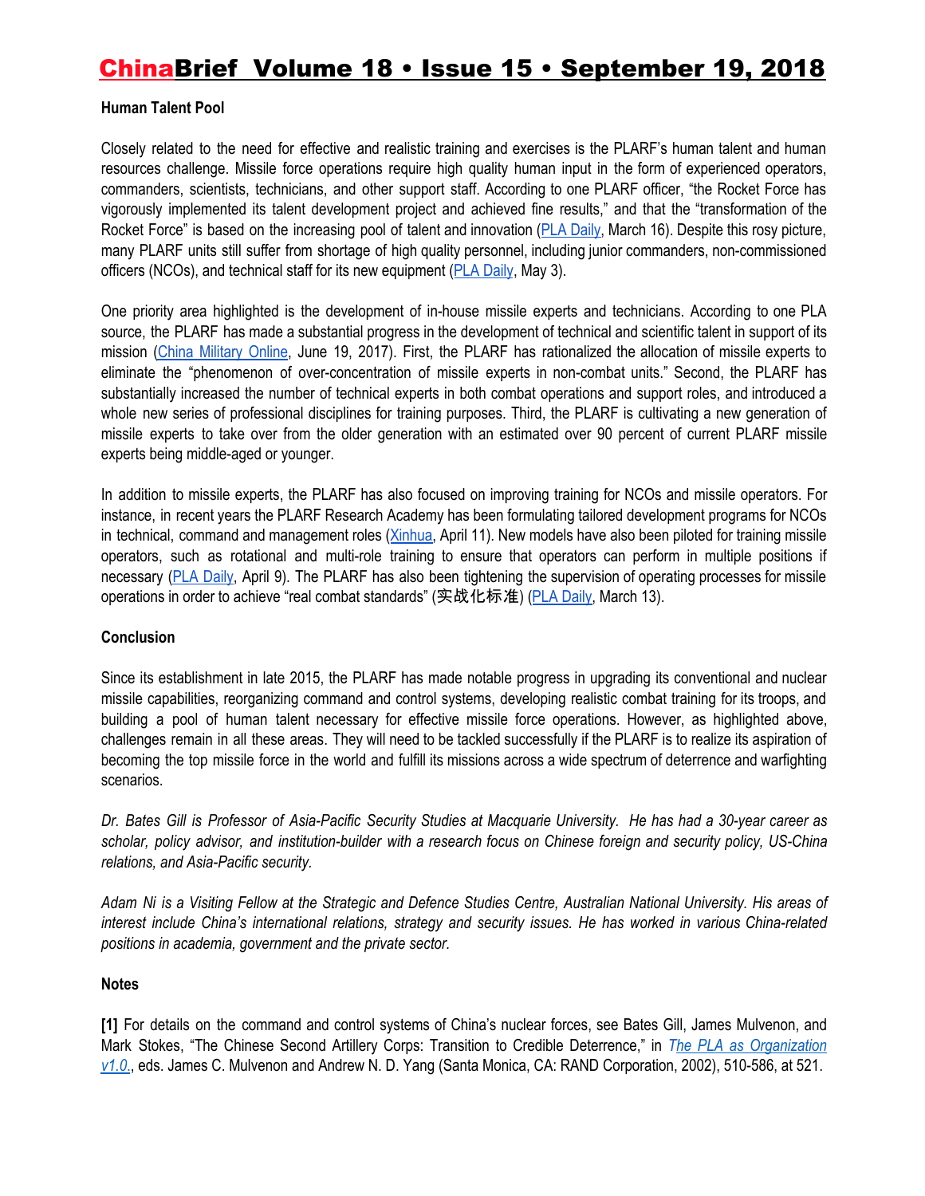**Human Talent Pool**

Closely related to the need for effective and realistic training and exercises is the PLARF's human talent and human resources challenge. Missile force operations require high quality human input in the form of experienced operators, commanders, scientists, technicians, and other support staff. According to one PLARF officer, "the Rocket Force has vigorously implemented its talent development project and achieved fine results," and that the "transformation of the Rocket Force" is based on the increasing pool of talent and innovation (PLA Daily, March 16). Despite this rosy picture, many PLARF units still suffer from shortage of high quality personnel, including junior commanders, non-commissioned officers (NCOs), and technical staff for its new equipment (PLA Daily, May 3).

One priority area highlighted is the development of in-house missile experts and technicians. According to one PLA source, the PLARF has made a substantial progress in the development of technical and scientific talent in support of its mission (China Military Online, June 19, 2017). First, the PLARF has rationalized the allocation of missile experts to eliminate the "phenomenon of over-concentration of missile experts in non-combat units." Second, the PLARF has substantially increased the number of technical experts in both combat operations and support roles, and introduced a whole new series of professional disciplines for training purposes. Third, the PLARF is cultivating a new generation of missile experts to take over from the older generation with an estimated over 90 percent of current PLARF missile experts being middle-aged or younger.

In addition to missile experts, the PLARF has also focused on improving training for NCOs and missile operators. For instance, in recent years the PLARF Research Academy has been formulating tailored development programs for NCOs in technical, command and management roles (Xinhua, April 11). New models have also been piloted for training missile operators, such as rotational and multi-role training to ensure that operators can perform in multiple positions if necessary (PLA Daily, April 9). The PLARF has also been tightening the supervision of operating processes for missile operations in order to achieve "real combat standards" (实战化标准) (PLA Daily, March 13).

**Conclusion**

Since its establishment in late 2015, the PLARF has made notable progress in upgrading its conventional and nuclear missile capabilities, reorganizing command and control systems, developing realistic combat training for its troops, and building a pool of human talent necessary for effective missile force operations. However, as highlighted above, challenges remain in all these areas. They will need to be tackled successfully if the PLARF is to realize its aspiration of becoming the top missile force in the world and fulfill its missions across a wide spectrum of deterrence and warfighting scenarios.

*Dr. Bates Gill is Professor of Asia-Pacific Security Studies at Macquarie University. He has had a 30-year career as scholar, policy advisor, and institution-builder with a research focus on Chinese foreign and security policy, US-China relations, and Asia-Pacific security.*

*Adam Ni is a Visiting Fellow at the Strategic and Defence Studies Centre, Australian National University. His areas of interest include China's international relations, strategy and security issues. He has worked in various China-related positions in academia, government and the private sector.*

**Notes**

**[1]** For details on the command and control systems of China's nuclear forces, see Bates Gill, James Mulvenon, and Mark Stokes, "The Chinese Second Artillery Corps: Transition to Credible Deterrence," in *The PLA as Organization v1.0.*, eds. James C. Mulvenon and Andrew N. D. Yang (Santa Monica, CA: RAND Corporation, 2002), 510-586, at 521.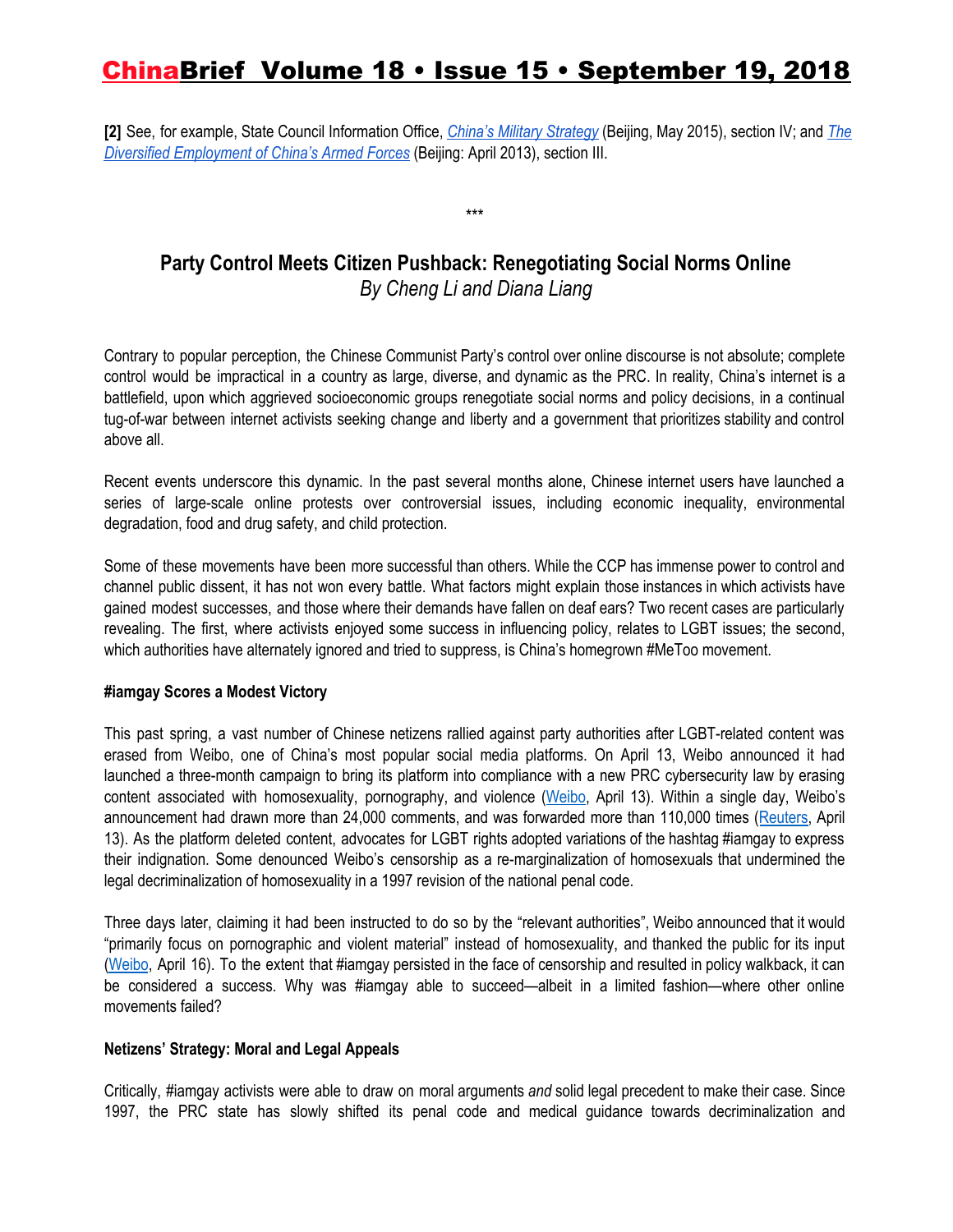**[2]** See, for example, State Council Information Office, *China's Military Strategy* (Beijing, May 2015), section IV; and *The Diversified Employment of China's Armed Forces* (Beijing: April 2013), section III.

***

## Party Control Meets Citizen Pushback: Renegotiating Social Norms Online

*By Cheng Li and Diana Liang*

Contrary to popular perception, the Chinese Communist Party's control over online discourse is not absolute; complete control would be impractical in a country as large, diverse, and dynamic as the PRC. In reality, China's internet is a battlefield, upon which aggrieved socioeconomic groups renegotiate social norms and policy decisions, in a continual tug-of-war between internet activists seeking change and liberty and a government that prioritizes stability and control above all.

Recent events underscore this dynamic. In the past several months alone, Chinese internet users have launched a series of large-scale online protests over controversial issues, including economic inequality, environmental degradation, food and drug safety, and child protection.

Some of these movements have been more successful than others. While the CCP has immense power to control and channel public dissent, it has not won every battle. What factors might explain those instances in which activists have gained modest successes, and those where their demands have fallen on deaf ears? Two recent cases are particularly revealing. The first, where activists enjoyed some success in influencing policy, relates to LGBT issues; the second, which authorities have alternately ignored and tried to suppress, is China's homegrown #MeToo movement.

### #iamgay Scores a Modest Victory

This past spring, a vast number of Chinese netizens rallied against party authorities after LGBT-related content was erased from Weibo, one of China's most popular social media platforms. On April 13, Weibo announced it had launched a three-month campaign to bring its platform into compliance with a new PRC cybersecurity law by erasing content associated with homosexuality, pornography, and violence (Weibo, April 13). Within a single day, Weibo's announcement had drawn more than 24,000 comments, and was forwarded more than 110,000 times (Reuters, April 13). As the platform deleted content, advocates for LGBT rights adopted variations of the hashtag #iamgay to express their indignation. Some denounced Weibo's censorship as a re-marginalization of homosexuals that undermined the legal decriminalization of homosexuality in a 1997 revision of the national penal code.

Three days later, claiming it had been instructed to do so by the "relevant authorities", Weibo announced that it would "primarily focus on pornographic and violent material" instead of homosexuality, and thanked the public for its input (Weibo, April 16). To the extent that #iamgay persisted in the face of censorship and resulted in policy walkback, it can be considered a success. Why was #iamgay able to succeed—albeit in a limited fashion—where other online movements failed?

### Netizens' Strategy: Moral and Legal Appeals

Critically, #iamgay activists were able to draw on moral arguments *and* solid legal precedent to make their case. Since 1997, the PRC state has slowly shifted its penal code and medical guidance towards decriminalization and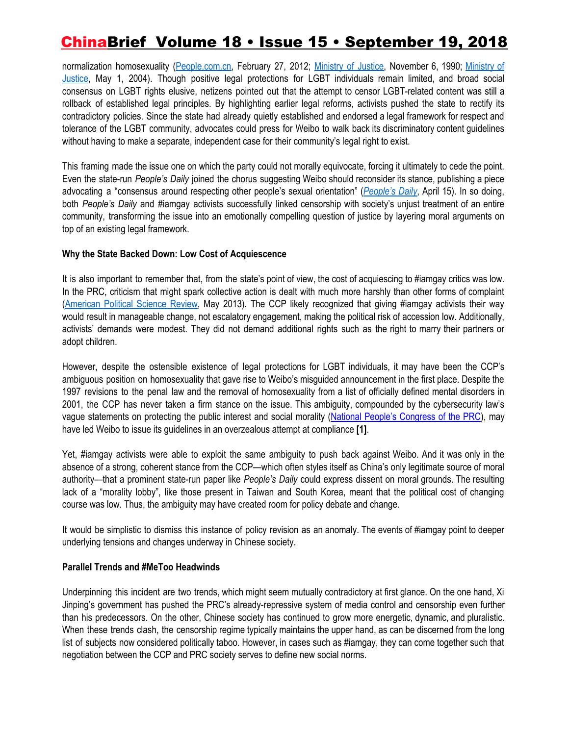normalization homosexuality (People.com.cn, February 27, 2012; Ministry of Justice, November 6, 1990; Ministry of Justice, May 1, 2004). Though positive legal protections for LGBT individuals remain limited, and broad social consensus on LGBT rights elusive, netizens pointed out that the attempt to censor LGBT-related content was still a rollback of established legal principles. By highlighting earlier legal reforms, activists pushed the state to rectify its contradictory policies. Since the state had already quietly established and endorsed a legal framework for respect and tolerance of the LGBT community, advocates could press for Weibo to walk back its discriminatory content guidelines without having to make a separate, independent case for their community's legal right to exist.

This framing made the issue one on which the party could not morally equivocate, forcing it ultimately to cede the point. Even the state-run *People's Daily* joined the chorus suggesting Weibo should reconsider its stance, publishing a piece advocating a "consensus around respecting other people's sexual orientation" (*People's Daily*, April 15). In so doing, both *People's Daily* and #iamgay activists successfully linked censorship with society's unjust treatment of an entire community, transforming the issue into an emotionally compelling question of justice by layering moral arguments on top of an existing legal framework.

**Why the State Backed Down: Low Cost of Acquiescence**

It is also important to remember that, from the state's point of view, the cost of acquiescing to #iamgay critics was low. In the PRC, criticism that might spark collective action is dealt with much more harshly than other forms of complaint (American Political Science Review, May 2013). The CCP likely recognized that giving #iamgay activists their way would result in manageable change, not escalatory engagement, making the political risk of accession low. Additionally, activists' demands were modest. They did not demand additional rights such as the right to marry their partners or adopt children.

However, despite the ostensible existence of legal protections for LGBT individuals, it may have been the CCP's ambiguous position on homosexuality that gave rise to Weibo's misguided announcement in the first place. Despite the 1997 revisions to the penal law and the removal of homosexuality from a list of officially defined mental disorders in 2001, the CCP has never taken a firm stance on the issue. This ambiguity, compounded by the cybersecurity law's vague statements on protecting the public interest and social morality (National People's Congress of the PRC), may have led Weibo to issue its guidelines in an overzealous attempt at compliance **[1]**.

Yet, #iamgay activists were able to exploit the same ambiguity to push back against Weibo. And it was only in the absence of a strong, coherent stance from the CCP—which often styles itself as China's only legitimate source of moral authority—that a prominent state-run paper like *People's Daily* could express dissent on moral grounds. The resulting lack of a "morality lobby", like those present in Taiwan and South Korea, meant that the political cost of changing course was low. Thus, the ambiguity may have created room for policy debate and change.

It would be simplistic to dismiss this instance of policy revision as an anomaly. The events of #iamgay point to deeper underlying tensions and changes underway in Chinese society.

**Parallel Trends and #MeToo Headwinds**

Underpinning this incident are two trends, which might seem mutually contradictory at first glance. On the one hand, Xi Jinping's government has pushed the PRC's already-repressive system of media control and censorship even further than his predecessors. On the other, Chinese society has continued to grow more energetic, dynamic, and pluralistic. When these trends clash, the censorship regime typically maintains the upper hand, as can be discerned from the long list of subjects now considered politically taboo. However, in cases such as #iamgay, they can come together such that negotiation between the CCP and PRC society serves to define new social norms.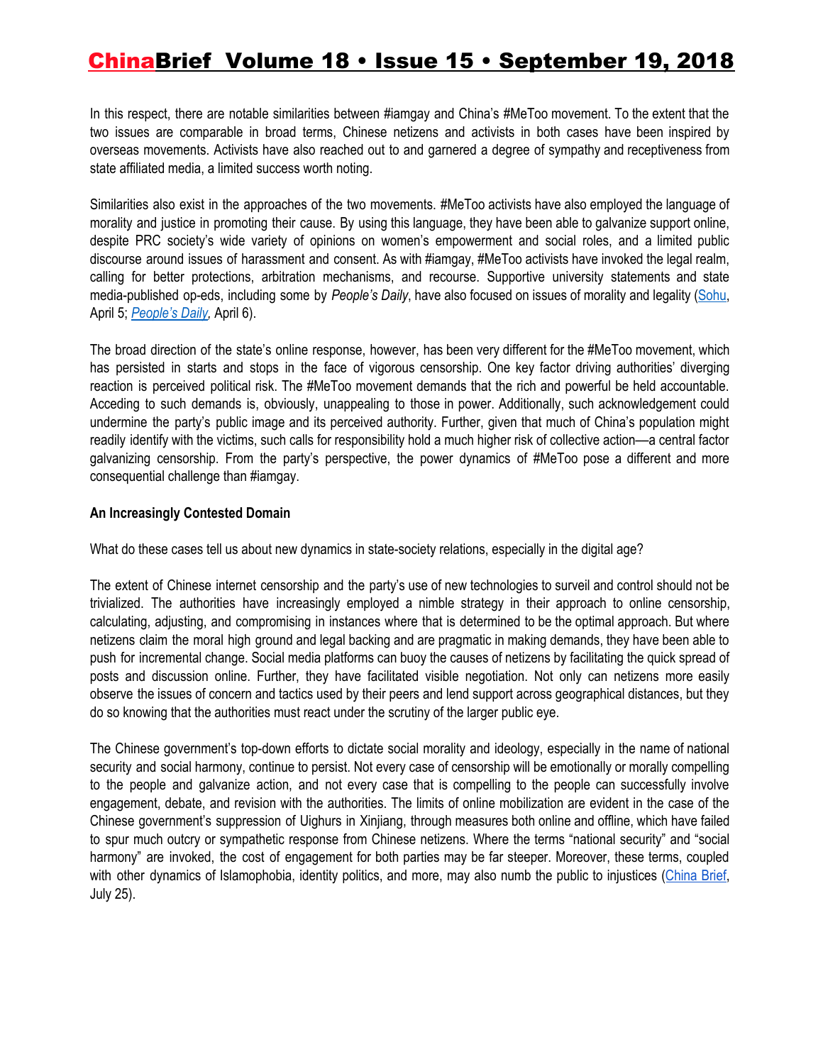In this respect, there are notable similarities between #iamgay and China's #MeToo movement. To the extent that the two issues are comparable in broad terms, Chinese netizens and activists in both cases have been inspired by overseas movements. Activists have also reached out to and garnered a degree of sympathy and receptiveness from state affiliated media, a limited success worth noting.

Similarities also exist in the approaches of the two movements. #MeToo activists have also employed the language of morality and justice in promoting their cause. By using this language, they have been able to galvanize support online, despite PRC society's wide variety of opinions on women's empowerment and social roles, and a limited public discourse around issues of harassment and consent. As with #iamgay, #MeToo activists have invoked the legal realm, calling for better protections, arbitration mechanisms, and recourse. Supportive university statements and state media-published op-eds, including some by *People's Daily*, have also focused on issues of morality and legality (Sohu, April 5; *People's Daily,* April 6).

The broad direction of the state's online response, however, has been very different for the #MeToo movement, which has persisted in starts and stops in the face of vigorous censorship. One key factor driving authorities' diverging reaction is perceived political risk. The #MeToo movement demands that the rich and powerful be held accountable. Acceding to such demands is, obviously, unappealing to those in power. Additionally, such acknowledgement could undermine the party's public image and its perceived authority. Further, given that much of China's population might readily identify with the victims, such calls for responsibility hold a much higher risk of collective action—a central factor galvanizing censorship. From the party's perspective, the power dynamics of #MeToo pose a different and more consequential challenge than #iamgay.

**An Increasingly Contested Domain**

What do these cases tell us about new dynamics in state-society relations, especially in the digital age?

The extent of Chinese internet censorship and the party's use of new technologies to surveil and control should not be trivialized. The authorities have increasingly employed a nimble strategy in their approach to online censorship, calculating, adjusting, and compromising in instances where that is determined to be the optimal approach. But where netizens claim the moral high ground and legal backing and are pragmatic in making demands, they have been able to push for incremental change. Social media platforms can buoy the causes of netizens by facilitating the quick spread of posts and discussion online. Further, they have facilitated visible negotiation. Not only can netizens more easily observe the issues of concern and tactics used by their peers and lend support across geographical distances, but they do so knowing that the authorities must react under the scrutiny of the larger public eye.

The Chinese government's top-down efforts to dictate social morality and ideology, especially in the name of national security and social harmony, continue to persist. Not every case of censorship will be emotionally or morally compelling to the people and galvanize action, and not every case that is compelling to the people can successfully involve engagement, debate, and revision with the authorities. The limits of online mobilization are evident in the case of the Chinese government's suppression of Uighurs in Xinjiang, through measures both online and offline, which have failed to spur much outcry or sympathetic response from Chinese netizens. Where the terms "national security" and "social harmony" are invoked, the cost of engagement for both parties may be far steeper. Moreover, these terms, coupled with other dynamics of Islamophobia, identity politics, and more, may also numb the public to injustices (China Brief, July 25).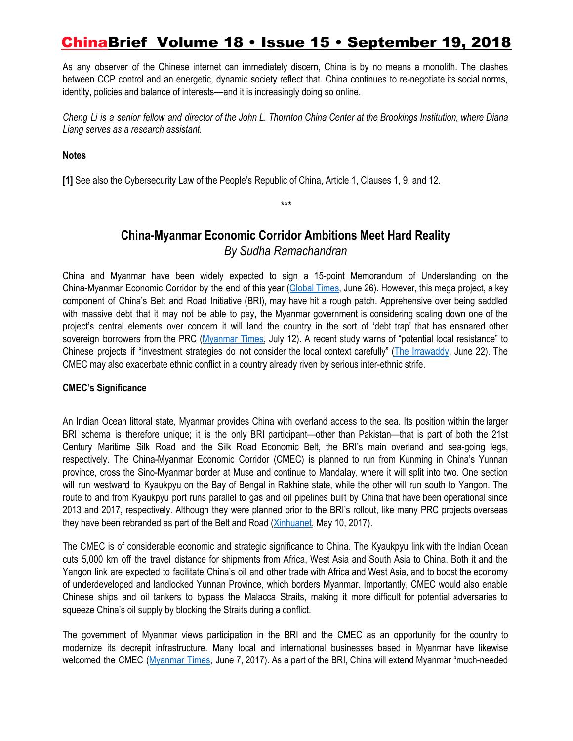As any observer of the Chinese internet can immediately discern, China is by no means a monolith. The clashes between CCP control and an energetic, dynamic society reflect that. China continues to re-negotiate its social norms, identity, policies and balance of interests—and it is increasingly doing so online.

*Cheng Li is a senior fellow and director of the John L. Thornton China Center at the Brookings Institution, where Diana Liang serves as a research assistant.*

**Notes**

**[1]** See also the Cybersecurity Law of the People's Republic of China, Article 1, Clauses 1, 9, and 12.

***

## China-Myanmar Economic Corridor Ambitions Meet Hard Reality

*By Sudha Ramachandran*

China and Myanmar have been widely expected to sign a 15-point Memorandum of Understanding on the China-Myanmar Economic Corridor by the end of this year (Global Times, June 26). However, this mega project, a key component of China's Belt and Road Initiative (BRI), may have hit a rough patch. Apprehensive over being saddled with massive debt that it may not be able to pay, the Myanmar government is considering scaling down one of the project's central elements over concern it will land the country in the sort of 'debt trap' that has ensnared other sovereign borrowers from the PRC (Myanmar Times, July 12). A recent study warns of "potential local resistance" to Chinese projects if "investment strategies do not consider the local context carefully" (The Irrawaddy, June 22). The CMEC may also exacerbate ethnic conflict in a country already riven by serious inter-ethnic strife.

### CMEC's Significance

An Indian Ocean littoral state, Myanmar provides China with overland access to the sea. Its position within the larger BRI schema is therefore unique; it is the only BRI participant—other than Pakistan—that is part of both the 21st Century Maritime Silk Road and the Silk Road Economic Belt, the BRI's main overland and sea-going legs, respectively. The China-Myanmar Economic Corridor (CMEC) is planned to run from Kunming in China's Yunnan province, cross the Sino-Myanmar border at Muse and continue to Mandalay, where it will split into two. One section will run westward to Kyaukpyu on the Bay of Bengal in Rakhine state, while the other will run south to Yangon. The route to and from Kyaukpyu port runs parallel to gas and oil pipelines built by China that have been operational since 2013 and 2017, respectively. Although they were planned prior to the BRI's rollout, like many PRC projects overseas they have been rebranded as part of the Belt and Road (Xinhuanet, May 10, 2017).

The CMEC is of considerable economic and strategic significance to China. The Kyaukpyu link with the Indian Ocean cuts 5,000 km off the travel distance for shipments from Africa, West Asia and South Asia to China. Both it and the Yangon link are expected to facilitate China's oil and other trade with Africa and West Asia, and to boost the economy of underdeveloped and landlocked Yunnan Province, which borders Myanmar. Importantly, CMEC would also enable Chinese ships and oil tankers to bypass the Malacca Straits, making it more difficult for potential adversaries to squeeze China's oil supply by blocking the Straits during a conflict.

The government of Myanmar views participation in the BRI and the CMEC as an opportunity for the country to modernize its decrepit infrastructure. Many local and international businesses based in Myanmar have likewise welcomed the CMEC (Myanmar Times, June 7, 2017). As a part of the BRI, China will extend Myanmar "much-needed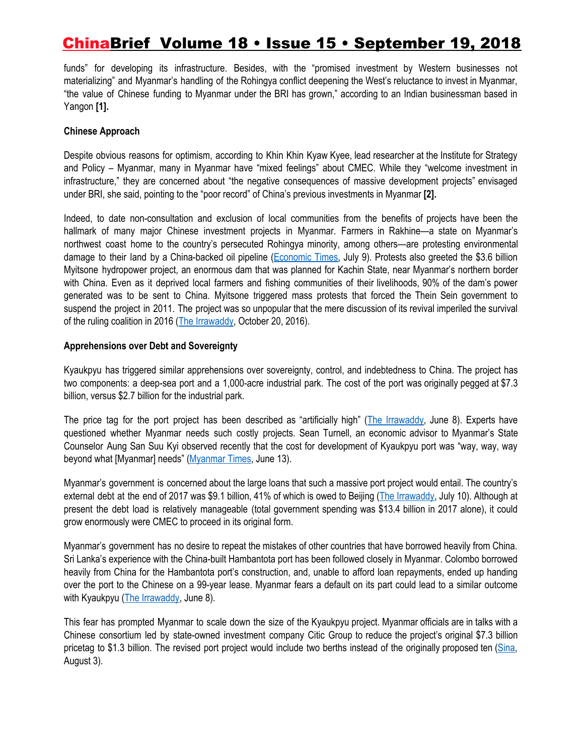funds" for developing its infrastructure. Besides, with the "promised investment by Western businesses not materializing" and Myanmar's handling of the Rohingya conflict deepening the West's reluctance to invest in Myanmar, "the value of Chinese funding to Myanmar under the BRI has grown," according to an Indian businessman based in Yangon **[1].**

**Chinese Approach**

Despite obvious reasons for optimism, according to Khin Khin Kyaw Kyee, lead researcher at the Institute for Strategy and Policy – Myanmar, many in Myanmar have "mixed feelings" about CMEC. While they "welcome investment in infrastructure," they are concerned about "the negative consequences of massive development projects" envisaged under BRI, she said, pointing to the "poor record" of China's previous investments in Myanmar **[2].**

Indeed, to date non-consultation and exclusion of local communities from the benefits of projects have been the hallmark of many major Chinese investment projects in Myanmar. Farmers in Rakhine—a state on Myanmar's northwest coast home to the country's persecuted Rohingya minority, among others—are protesting environmental damage to their land by a China-backed oil pipeline (Economic Times, July 9). Protests also greeted the $3.6 billion Myitsone hydropower project, an enormous dam that was planned for Kachin State, near Myanmar's northern border with China. Even as it deprived local farmers and fishing communities of their livelihoods, 90% of the dam's power generated was to be sent to China. Myitsone triggered mass protests that forced the Thein Sein government to suspend the project in 2011. The project was so unpopular that the mere discussion of its revival imperiled the survival of the ruling coalition in 2016 (The Irrawaddy, October 20, 2016).

**Apprehensions over Debt and Sovereignty**

Kyaukpyu has triggered similar apprehensions over sovereignty, control, and indebtedness to China. The project has two components: a deep-sea port and a 1,000-acre industrial park. The cost of the port was originally pegged at $7.3 billion, versus $2.7 billion for the industrial park.

The price tag for the port project has been described as "artificially high" (The Irrawaddy, June 8). Experts have questioned whether Myanmar needs such costly projects. Sean Turnell, an economic advisor to Myanmar's State Counselor Aung San Suu Kyi observed recently that the cost for development of Kyaukpyu port was "way, way, way beyond what [Myanmar] needs" (Myanmar Times, June 13).

Myanmar's government is concerned about the large loans that such a massive port project would entail. The country's external debt at the end of 2017 was $9.1 billion, 41% of which is owed to Beijing (The Irrawaddy, July 10). Although at present the debt load is relatively manageable (total government spending was $13.4 billion in 2017 alone), it could grow enormously were CMEC to proceed in its original form.

Myanmar's government has no desire to repeat the mistakes of other countries that have borrowed heavily from China. Sri Lanka's experience with the China-built Hambantota port has been followed closely in Myanmar. Colombo borrowed heavily from China for the Hambantota port's construction, and, unable to afford loan repayments, ended up handing over the port to the Chinese on a 99-year lease. Myanmar fears a default on its part could lead to a similar outcome with Kyaukpyu (The Irrawaddy, June 8).

This fear has prompted Myanmar to scale down the size of the Kyaukpyu project. Myanmar officials are in talks with a Chinese consortium led by state-owned investment company Citic Group to reduce the project's original $7.3 billion pricetag to $1.3 billion. The revised port project would include two berths instead of the originally proposed ten (Sina, August 3).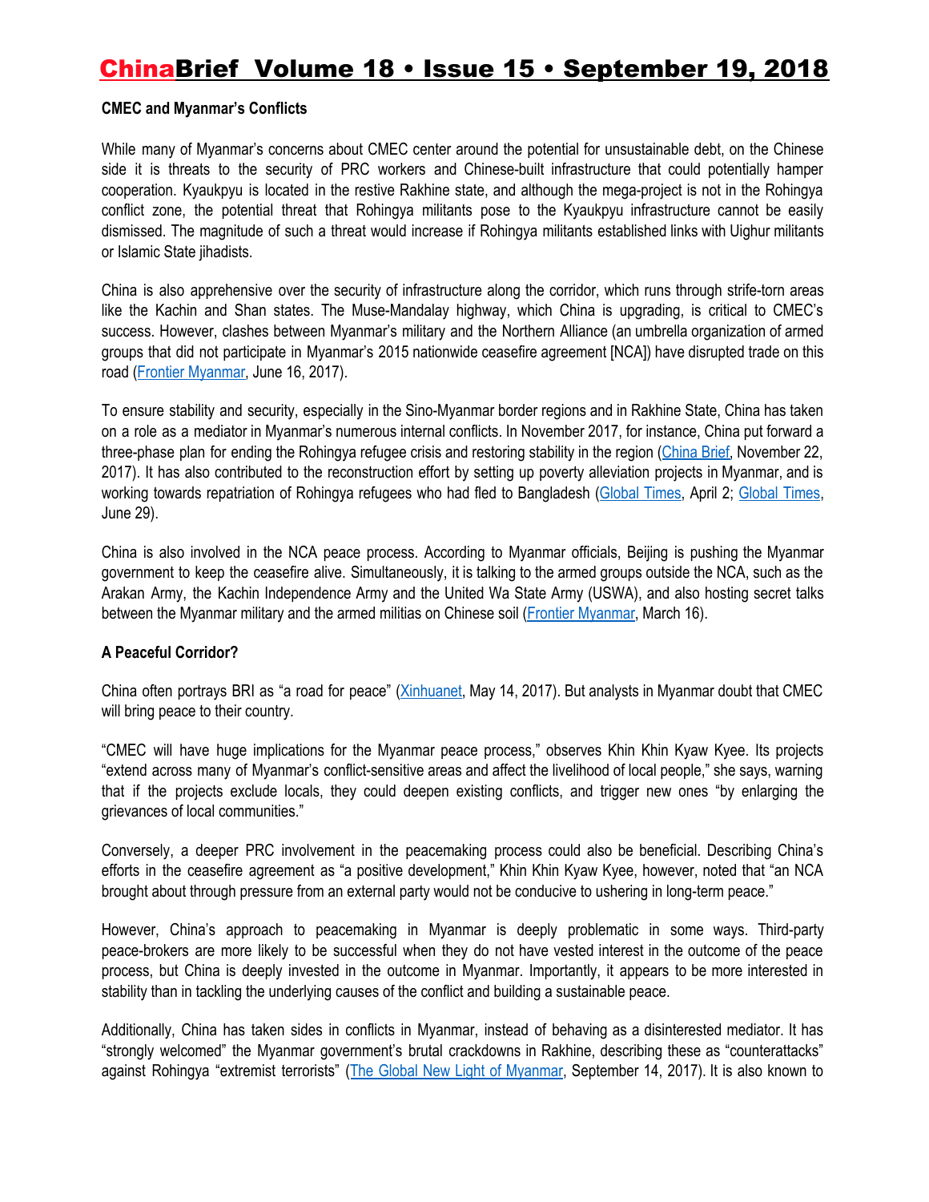**CMEC and Myanmar's Conflicts**

While many of Myanmar's concerns about CMEC center around the potential for unsustainable debt, on the Chinese side it is threats to the security of PRC workers and Chinese-built infrastructure that could potentially hamper cooperation. Kyaukpyu is located in the restive Rakhine state, and although the mega-project is not in the Rohingya conflict zone, the potential threat that Rohingya militants pose to the Kyaukpyu infrastructure cannot be easily dismissed. The magnitude of such a threat would increase if Rohingya militants established links with Uighur militants or Islamic State jihadists.

China is also apprehensive over the security of infrastructure along the corridor, which runs through strife-torn areas like the Kachin and Shan states. The Muse-Mandalay highway, which China is upgrading, is critical to CMEC's success. However, clashes between Myanmar's military and the Northern Alliance (an umbrella organization of armed groups that did not participate in Myanmar's 2015 nationwide ceasefire agreement [NCA]) have disrupted trade on this road (Frontier Myanmar, June 16, 2017).

To ensure stability and security, especially in the Sino-Myanmar border regions and in Rakhine State, China has taken on a role as a mediator in Myanmar's numerous internal conflicts. In November 2017, for instance, China put forward a three-phase plan for ending the Rohingya refugee crisis and restoring stability in the region (China Brief, November 22, 2017). It has also contributed to the reconstruction effort by setting up poverty alleviation projects in Myanmar, and is working towards repatriation of Rohingya refugees who had fled to Bangladesh (Global Times, April 2; Global Times, June 29).

China is also involved in the NCA peace process. According to Myanmar officials, Beijing is pushing the Myanmar government to keep the ceasefire alive. Simultaneously, it is talking to the armed groups outside the NCA, such as the Arakan Army, the Kachin Independence Army and the United Wa State Army (USWA), and also hosting secret talks between the Myanmar military and the armed militias on Chinese soil (Frontier Myanmar, March 16).

**A Peaceful Corridor?**

China often portrays BRI as "a road for peace" (Xinhuanet, May 14, 2017). But analysts in Myanmar doubt that CMEC will bring peace to their country.

"CMEC will have huge implications for the Myanmar peace process," observes Khin Khin Kyaw Kyee. Its projects "extend across many of Myanmar's conflict-sensitive areas and affect the livelihood of local people," she says, warning that if the projects exclude locals, they could deepen existing conflicts, and trigger new ones "by enlarging the grievances of local communities."

Conversely, a deeper PRC involvement in the peacemaking process could also be beneficial. Describing China's efforts in the ceasefire agreement as "a positive development," Khin Khin Kyaw Kyee, however, noted that "an NCA brought about through pressure from an external party would not be conducive to ushering in long-term peace."

However, China's approach to peacemaking in Myanmar is deeply problematic in some ways. Third-party peace-brokers are more likely to be successful when they do not have vested interest in the outcome of the peace process, but China is deeply invested in the outcome in Myanmar. Importantly, it appears to be more interested in stability than in tackling the underlying causes of the conflict and building a sustainable peace.

Additionally, China has taken sides in conflicts in Myanmar, instead of behaving as a disinterested mediator. It has "strongly welcomed" the Myanmar government's brutal crackdowns in Rakhine, describing these as "counterattacks" against Rohingya "extremist terrorists" (The Global New Light of Myanmar, September 14, 2017). It is also known to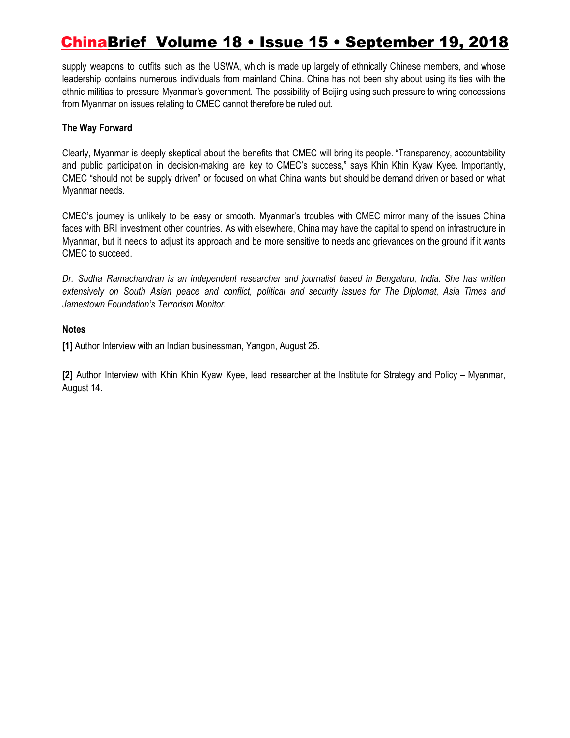supply weapons to outfits such as the USWA, which is made up largely of ethnically Chinese members, and whose leadership contains numerous individuals from mainland China. China has not been shy about using its ties with the ethnic militias to pressure Myanmar's government. The possibility of Beijing using such pressure to wring concessions from Myanmar on issues relating to CMEC cannot therefore be ruled out.

**The Way Forward**

Clearly, Myanmar is deeply skeptical about the benefits that CMEC will bring its people. "Transparency, accountability and public participation in decision-making are key to CMEC's success," says Khin Khin Kyaw Kyee. Importantly, CMEC "should not be supply driven" or focused on what China wants but should be demand driven or based on what Myanmar needs.

CMEC's journey is unlikely to be easy or smooth. Myanmar's troubles with CMEC mirror many of the issues China faces with BRI investment other countries. As with elsewhere, China may have the capital to spend on infrastructure in Myanmar, but it needs to adjust its approach and be more sensitive to needs and grievances on the ground if it wants CMEC to succeed.

*Dr. Sudha Ramachandran is an independent researcher and journalist based in Bengaluru, India. She has written extensively on South Asian peace and conflict, political and security issues for The Diplomat, Asia Times and Jamestown Foundation's Terrorism Monitor.*

**Notes**

**[1]** Author Interview with an Indian businessman, Yangon, August 25.

**[2]** Author Interview with Khin Khin Kyaw Kyee, lead researcher at the Institute for Strategy and Policy – Myanmar, August 14.